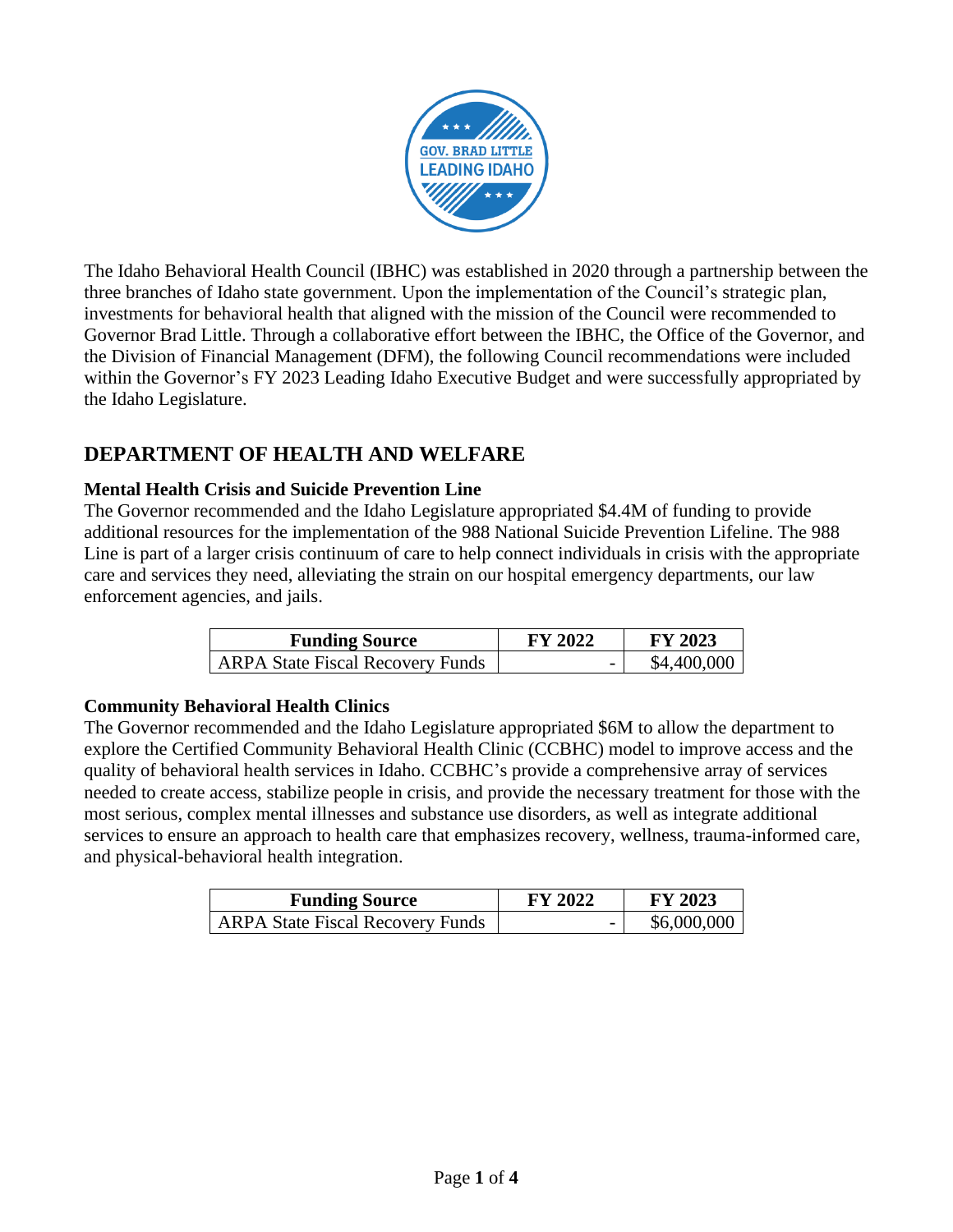The Idaho Behavioral Health Council (IBHC) was established in 2020 through a partnership between the three branches of Idaho state government. Upon the implementation of the Council's strategic plan, investments for behavioral health that aligned with the mission of the Council were recommended to Governor Brad Little. Through a collaborative effort between the IBHC, the Office of the Governor, and the Division of Financial Management (DFM), the following Council recommendations were included within the Governor's FY 2023 Leading Idaho Executive Budget and were successfully appropriated by the Idaho Legislature.

## DEPARTMENT OF HEALTH AND WELFARE

### Mental Health Crisis and Suicide Prevention Line

The Governor recommended and the Idaho Legislature appropriated $4.4M of funding to provide additional resources for the implementation of the 988 National Suicide Prevention Lifeline. The 988 Line is part of a larger crisis continuum of care to help connect individuals in crisis with the appropriate care and services they need, alleviating the strain on our hospital emergency departments, our law enforcement agencies, and jails.

| Funding Source | FY 2022 | FY 2023 |
| --- | --- | --- |
| ARPA State Fiscal Recovery Funds | - | $4,400,000 |

### Community Behavioral Health Clinics

The Governor recommended and the Idaho Legislature appropriated $6M to allow the department to explore the Certified Community Behavioral Health Clinic (CCBHC) model to improve access and the quality of behavioral health services in Idaho. CCBHC's provide a comprehensive array of services needed to create access, stabilize people in crisis, and provide the necessary treatment for those with the most serious, complex mental illnesses and substance use disorders, as well as integrate additional services to ensure an approach to health care that emphasizes recovery, wellness, trauma-informed care, and physical-behavioral health integration.

| Funding Source | FY 2022 | FY 2023 |
| --- | --- | --- |
| ARPA State Fiscal Recovery Funds | - | $6,000,000 |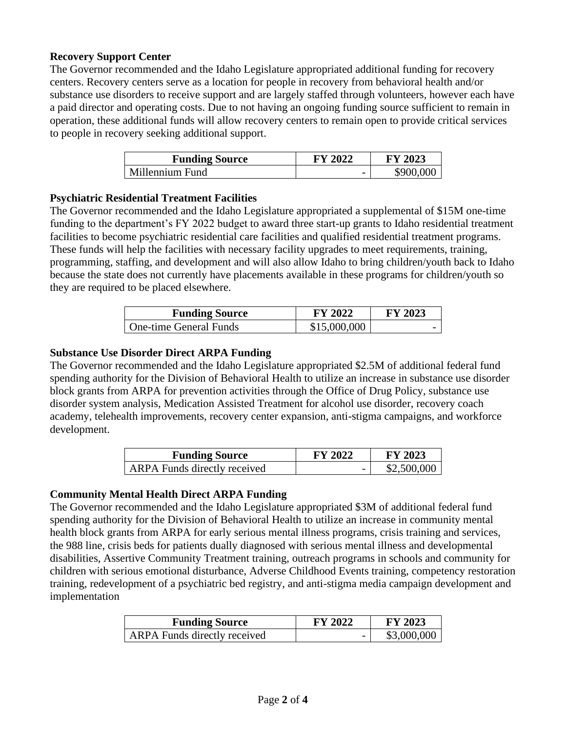**Recovery Support Center**

The Governor recommended and the Idaho Legislature appropriated additional funding for recovery centers. Recovery centers serve as a location for people in recovery from behavioral health and/or substance use disorders to receive support and are largely staffed through volunteers, however each have a paid director and operating costs. Due to not having an ongoing funding source sufficient to remain in operation, these additional funds will allow recovery centers to remain open to provide critical services to people in recovery seeking additional support.

| Funding Source | FY 2022 | FY 2023 |
|---|---|---|
| Millennium Fund | - | $900,000 |

**Psychiatric Residential Treatment Facilities**

The Governor recommended and the Idaho Legislature appropriated a supplemental of $15M one-time funding to the department's FY 2022 budget to award three start-up grants to Idaho residential treatment facilities to become psychiatric residential care facilities and qualified residential treatment programs. These funds will help the facilities with necessary facility upgrades to meet requirements, training, programming, staffing, and development and will also allow Idaho to bring children/youth back to Idaho because the state does not currently have placements available in these programs for children/youth so they are required to be placed elsewhere.

| Funding Source | FY 2022 | FY 2023 |
|---|---|---|
| One-time General Funds | $15,000,000 | - |

**Substance Use Disorder Direct ARPA Funding**

The Governor recommended and the Idaho Legislature appropriated $2.5M of additional federal fund spending authority for the Division of Behavioral Health to utilize an increase in substance use disorder block grants from ARPA for prevention activities through the Office of Drug Policy, substance use disorder system analysis, Medication Assisted Treatment for alcohol use disorder, recovery coach academy, telehealth improvements, recovery center expansion, anti-stigma campaigns, and workforce development.

| Funding Source | FY 2022 | FY 2023 |
|---|---|---|
| ARPA Funds directly received | - | $2,500,000 |

**Community Mental Health Direct ARPA Funding**

The Governor recommended and the Idaho Legislature appropriated $3M of additional federal fund spending authority for the Division of Behavioral Health to utilize an increase in community mental health block grants from ARPA for early serious mental illness programs, crisis training and services, the 988 line, crisis beds for patients dually diagnosed with serious mental illness and developmental disabilities, Assertive Community Treatment training, outreach programs in schools and community for children with serious emotional disturbance, Adverse Childhood Events training, competency restoration training, redevelopment of a psychiatric bed registry, and anti-stigma media campaign development and implementation

| Funding Source | FY 2022 | FY 2023 |
|---|---|---|
| ARPA Funds directly received | - | $3,000,000 |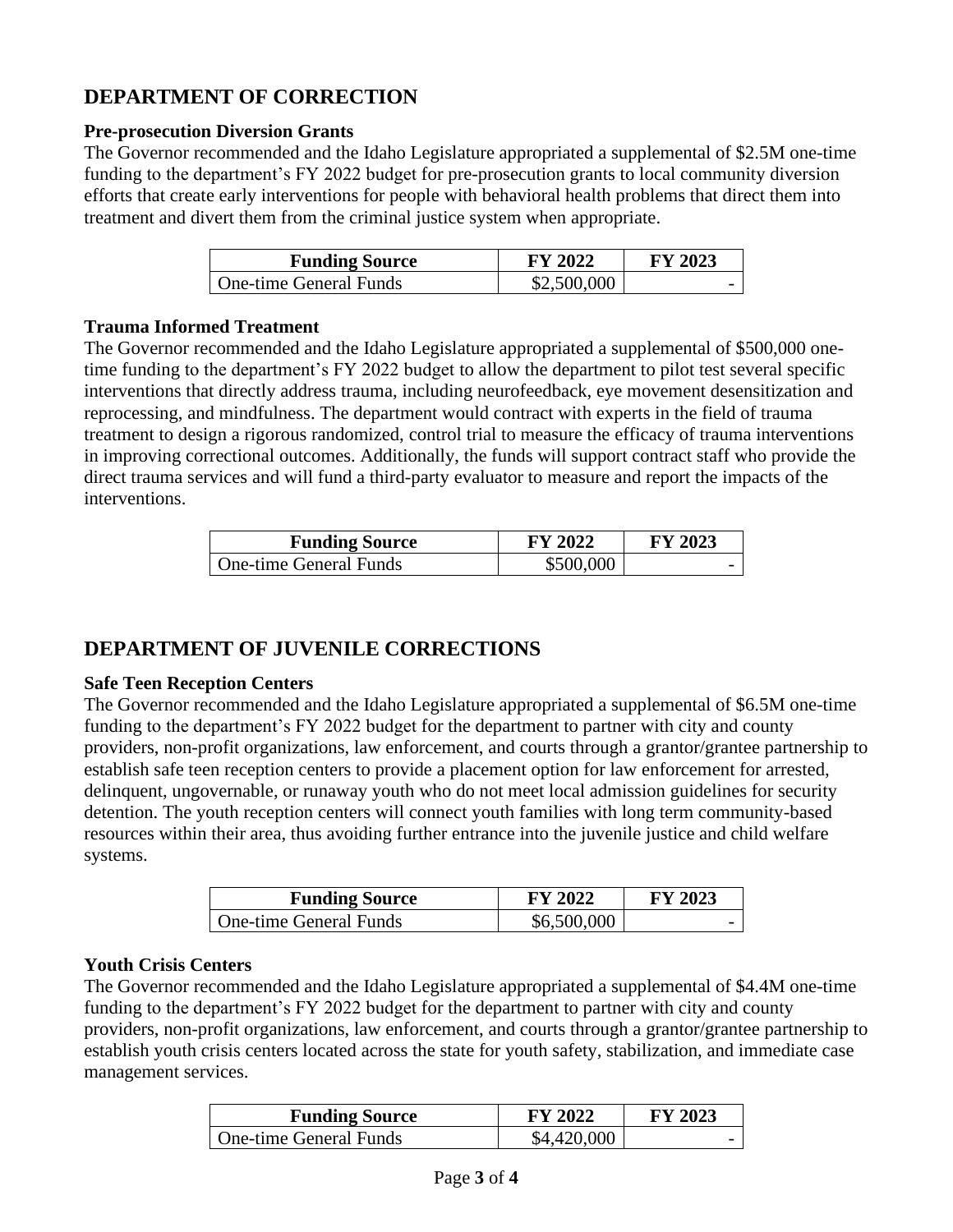## DEPARTMENT OF CORRECTION

### Pre-prosecution Diversion Grants

The Governor recommended and the Idaho Legislature appropriated a supplemental of $2.5M one-time funding to the department's FY 2022 budget for pre-prosecution grants to local community diversion efforts that create early interventions for people with behavioral health problems that direct them into treatment and divert them from the criminal justice system when appropriate.

| Funding Source | FY 2022 | FY 2023 |
|---|---|---|
| One-time General Funds | $2,500,000 | - |

### Trauma Informed Treatment

The Governor recommended and the Idaho Legislature appropriated a supplemental of $500,000 one-time funding to the department's FY 2022 budget to allow the department to pilot test several specific interventions that directly address trauma, including neurofeedback, eye movement desensitization and reprocessing, and mindfulness. The department would contract with experts in the field of trauma treatment to design a rigorous randomized, control trial to measure the efficacy of trauma interventions in improving correctional outcomes. Additionally, the funds will support contract staff who provide the direct trauma services and will fund a third-party evaluator to measure and report the impacts of the interventions.

| Funding Source | FY 2022 | FY 2023 |
|---|---|---|
| One-time General Funds | $500,000 | - |

## DEPARTMENT OF JUVENILE CORRECTIONS

### Safe Teen Reception Centers

The Governor recommended and the Idaho Legislature appropriated a supplemental of $6.5M one-time funding to the department's FY 2022 budget for the department to partner with city and county providers, non-profit organizations, law enforcement, and courts through a grantor/grantee partnership to establish safe teen reception centers to provide a placement option for law enforcement for arrested, delinquent, ungovernable, or runaway youth who do not meet local admission guidelines for security detention. The youth reception centers will connect youth families with long term community-based resources within their area, thus avoiding further entrance into the juvenile justice and child welfare systems.

| Funding Source | FY 2022 | FY 2023 |
|---|---|---|
| One-time General Funds | $6,500,000 | - |

### Youth Crisis Centers

The Governor recommended and the Idaho Legislature appropriated a supplemental of $4.4M one-time funding to the department's FY 2022 budget for the department to partner with city and county providers, non-profit organizations, law enforcement, and courts through a grantor/grantee partnership to establish youth crisis centers located across the state for youth safety, stabilization, and immediate case management services.

| Funding Source | FY 2022 | FY 2023 |
|---|---|---|
| One-time General Funds | $4,420,000 | - |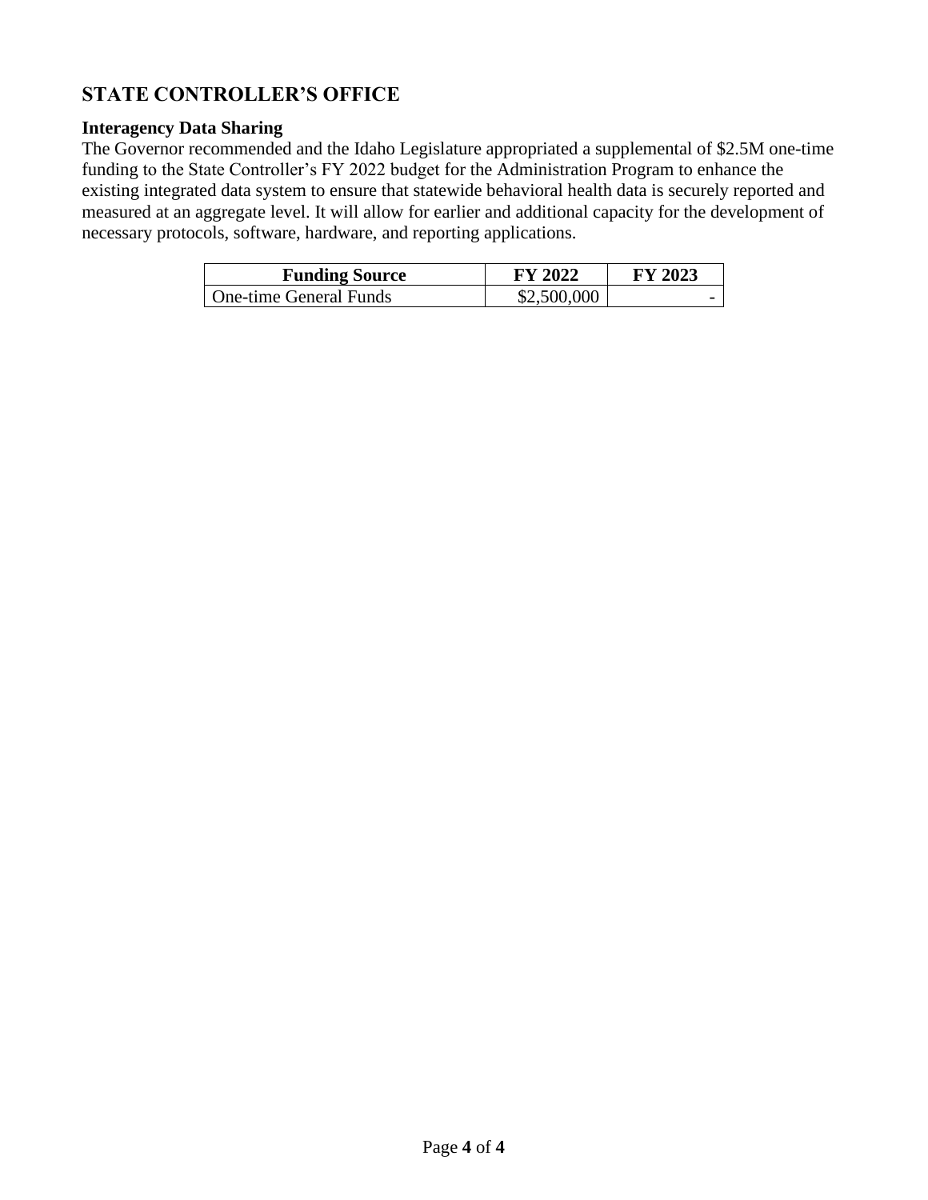## STATE CONTROLLER'S OFFICE

**Interagency Data Sharing**

The Governor recommended and the Idaho Legislature appropriated a supplemental of $2.5M one-time funding to the State Controller's FY 2022 budget for the Administration Program to enhance the existing integrated data system to ensure that statewide behavioral health data is securely reported and measured at an aggregate level. It will allow for earlier and additional capacity for the development of necessary protocols, software, hardware, and reporting applications.

| Funding Source | FY 2022 | FY 2023 |
|---|---|---|
| One-time General Funds | $2,500,000 | - |